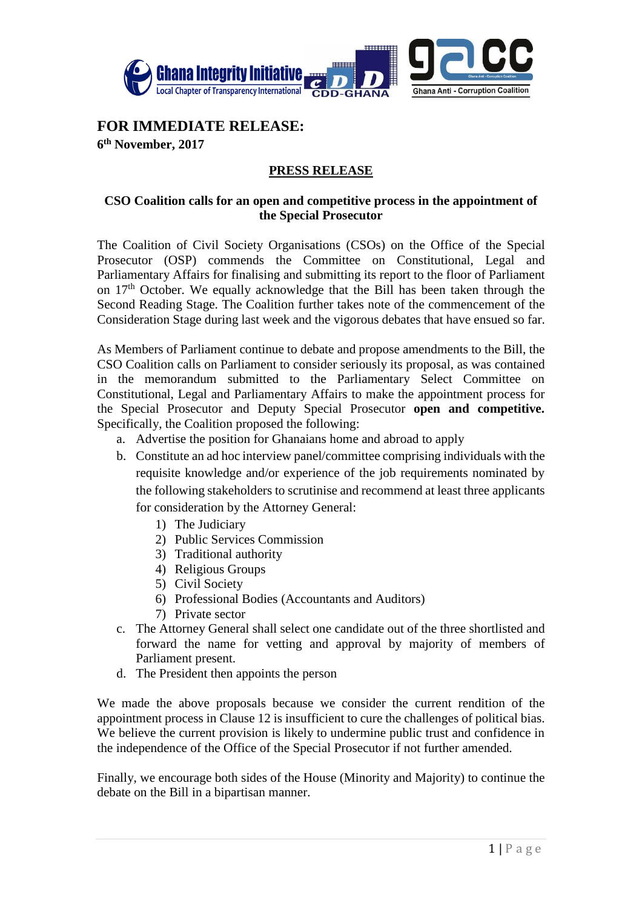# FOR IMMEDIATE RELEASE:

**6th November, 2017**

## PRESS RELEASE

### CSO Coalition calls for an open and competitive process in the appointment of the Special Prosecutor

The Coalition of Civil Society Organisations (CSOs) on the Office of the Special Prosecutor (OSP) commends the Committee on Constitutional, Legal and Parliamentary Affairs for finalising and submitting its report to the floor of Parliament on 17th October. We equally acknowledge that the Bill has been taken through the Second Reading Stage. The Coalition further takes note of the commencement of the Consideration Stage during last week and the vigorous debates that have ensued so far.

As Members of Parliament continue to debate and propose amendments to the Bill, the CSO Coalition calls on Parliament to consider seriously its proposal, as was contained in the memorandum submitted to the Parliamentary Select Committee on Constitutional, Legal and Parliamentary Affairs to make the appointment process for the Special Prosecutor and Deputy Special Prosecutor **open and competitive.** Specifically, the Coalition proposed the following:

a. Advertise the position for Ghanaians home and abroad to apply
b. Constitute an ad hoc interview panel/committee comprising individuals with the requisite knowledge and/or experience of the job requirements nominated by the following stakeholders to scrutinise and recommend at least three applicants for consideration by the Attorney General:
    1) The Judiciary
    2) Public Services Commission
    3) Traditional authority
    4) Religious Groups
    5) Civil Society
    6) Professional Bodies (Accountants and Auditors)
    7) Private sector
c. The Attorney General shall select one candidate out of the three shortlisted and forward the name for vetting and approval by majority of members of Parliament present.
d. The President then appoints the person

We made the above proposals because we consider the current rendition of the appointment process in Clause 12 is insufficient to cure the challenges of political bias. We believe the current provision is likely to undermine public trust and confidence in the independence of the Office of the Special Prosecutor if not further amended.

Finally, we encourage both sides of the House (Minority and Majority) to continue the debate on the Bill in a bipartisan manner.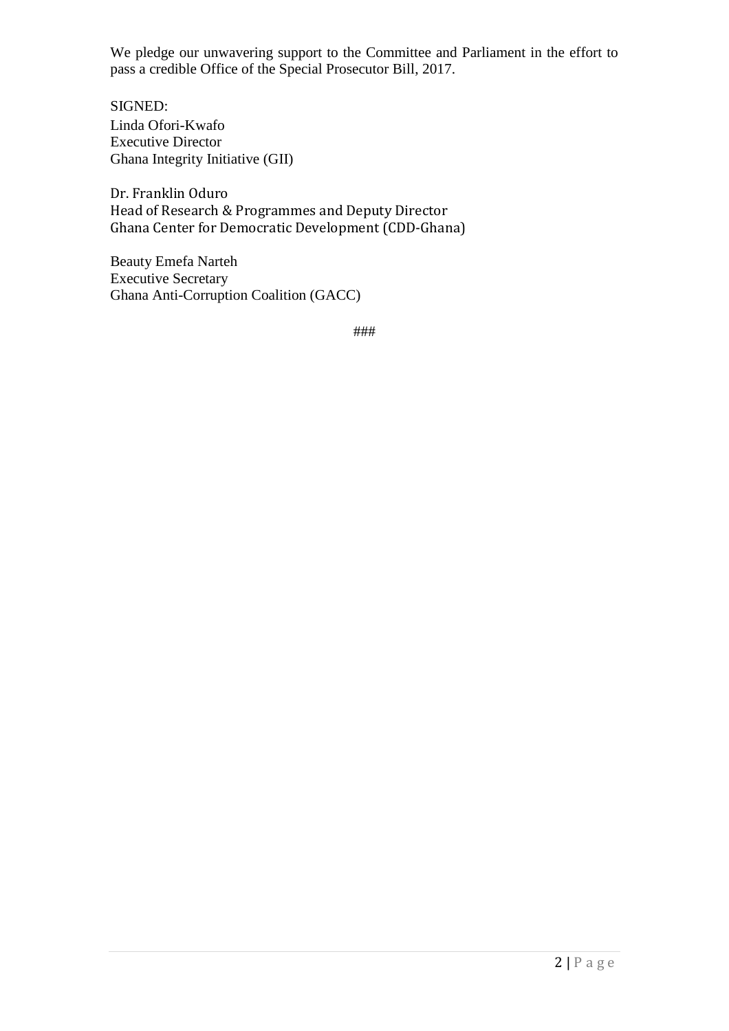We pledge our unwavering support to the Committee and Parliament in the effort to pass a credible Office of the Special Prosecutor Bill, 2017.

SIGNED:
Linda Ofori-Kwafo
Executive Director
Ghana Integrity Initiative (GII)

Dr. Franklin Oduro
Head of Research & Programmes and Deputy Director
Ghana Center for Democratic Development (CDD-Ghana)

Beauty Emefa Narteh
Executive Secretary
Ghana Anti-Corruption Coalition (GACC)

###